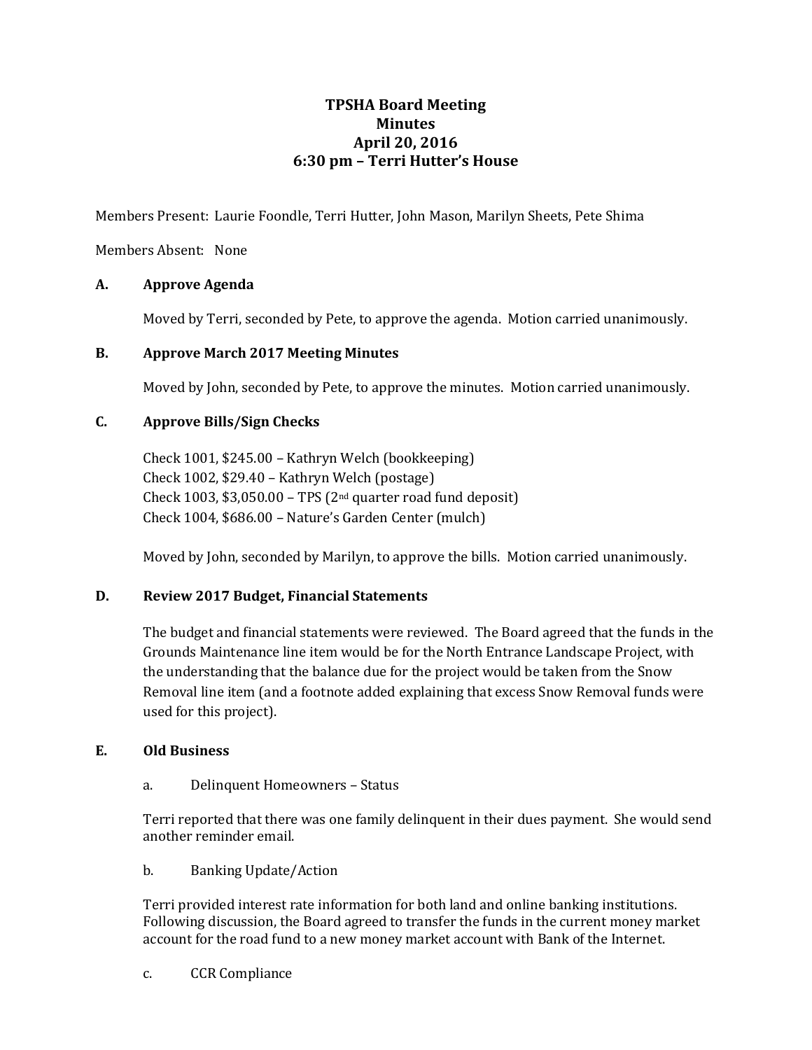# TPSHA Board Meeting
## Minutes
## April 20, 2016
## 6:30 pm – Terri Hutter's House

Members Present: Laurie Foondle, Terri Hutter, John Mason, Marilyn Sheets, Pete Shima

Members Absent: None

### A. Approve Agenda

Moved by Terri, seconded by Pete, to approve the agenda. Motion carried unanimously.

### B. Approve March 2017 Meeting Minutes

Moved by John, seconded by Pete, to approve the minutes. Motion carried unanimously.

### C. Approve Bills/Sign Checks

Check 1001, $245.00 – Kathryn Welch (bookkeeping)
Check 1002, $29.40 – Kathryn Welch (postage)
Check 1003, $3,050.00 – TPS (2nd quarter road fund deposit)
Check 1004, $686.00 – Nature's Garden Center (mulch)

Moved by John, seconded by Marilyn, to approve the bills. Motion carried unanimously.

### D. Review 2017 Budget, Financial Statements

The budget and financial statements were reviewed. The Board agreed that the funds in the Grounds Maintenance line item would be for the North Entrance Landscape Project, with the understanding that the balance due for the project would be taken from the Snow Removal line item (and a footnote added explaining that excess Snow Removal funds were used for this project).

### E. Old Business

a. Delinquent Homeowners – Status

Terri reported that there was one family delinquent in their dues payment. She would send another reminder email.

b. Banking Update/Action

Terri provided interest rate information for both land and online banking institutions. Following discussion, the Board agreed to transfer the funds in the current money market account for the road fund to a new money market account with Bank of the Internet.

c. CCR Compliance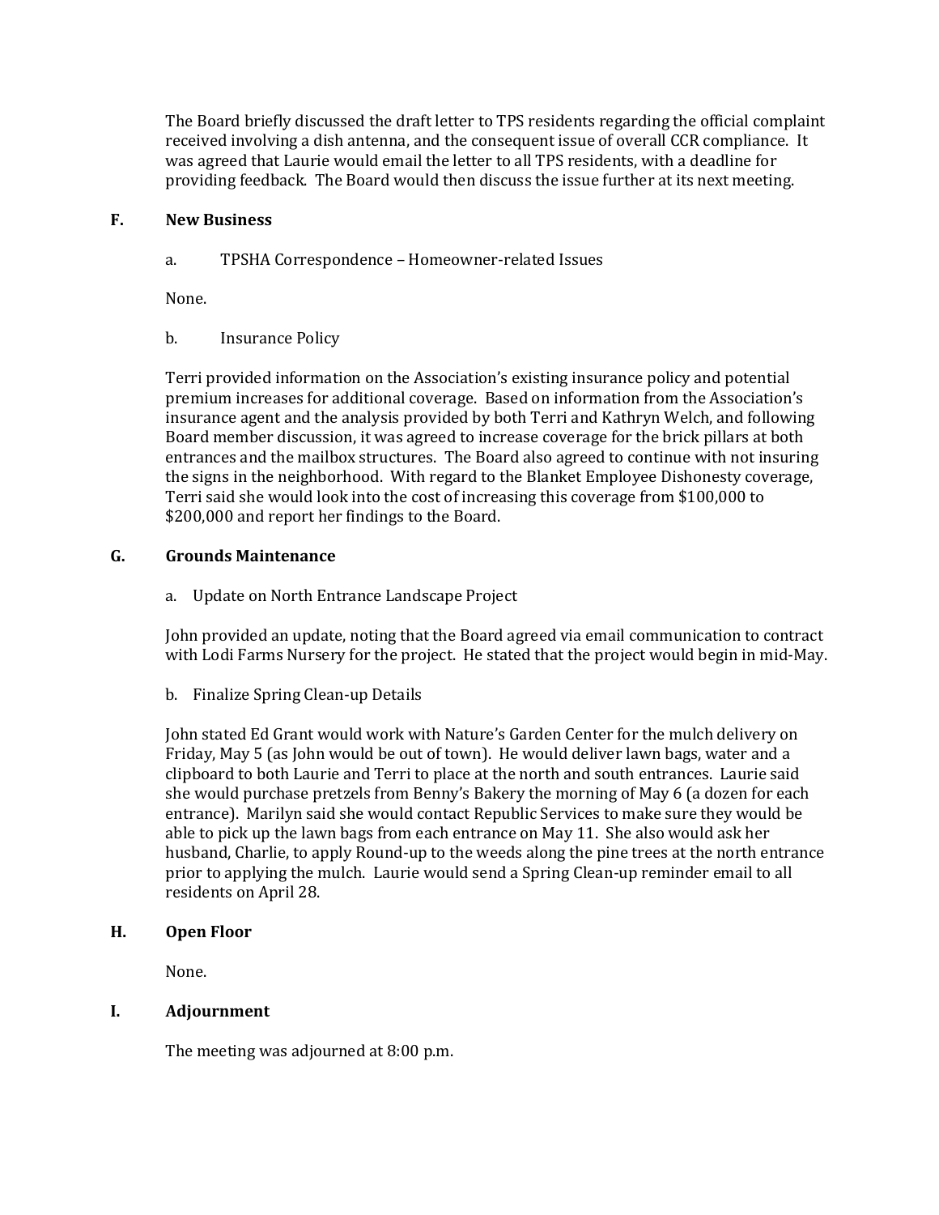The Board briefly discussed the draft letter to TPS residents regarding the official complaint received involving a dish antenna, and the consequent issue of overall CCR compliance. It was agreed that Laurie would email the letter to all TPS residents, with a deadline for providing feedback. The Board would then discuss the issue further at its next meeting.

## F. New Business

a. TPSHA Correspondence – Homeowner-related Issues

None.

b. Insurance Policy

Terri provided information on the Association's existing insurance policy and potential premium increases for additional coverage. Based on information from the Association's insurance agent and the analysis provided by both Terri and Kathryn Welch, and following Board member discussion, it was agreed to increase coverage for the brick pillars at both entrances and the mailbox structures. The Board also agreed to continue with not insuring the signs in the neighborhood. With regard to the Blanket Employee Dishonesty coverage, Terri said she would look into the cost of increasing this coverage from $100,000 to $200,000 and report her findings to the Board.

## G. Grounds Maintenance

a. Update on North Entrance Landscape Project

John provided an update, noting that the Board agreed via email communication to contract with Lodi Farms Nursery for the project. He stated that the project would begin in mid-May.

b. Finalize Spring Clean-up Details

John stated Ed Grant would work with Nature's Garden Center for the mulch delivery on Friday, May 5 (as John would be out of town). He would deliver lawn bags, water and a clipboard to both Laurie and Terri to place at the north and south entrances. Laurie said she would purchase pretzels from Benny's Bakery the morning of May 6 (a dozen for each entrance). Marilyn said she would contact Republic Services to make sure they would be able to pick up the lawn bags from each entrance on May 11. She also would ask her husband, Charlie, to apply Round-up to the weeds along the pine trees at the north entrance prior to applying the mulch. Laurie would send a Spring Clean-up reminder email to all residents on April 28.

## H. Open Floor

None.

## I. Adjournment

The meeting was adjourned at 8:00 p.m.